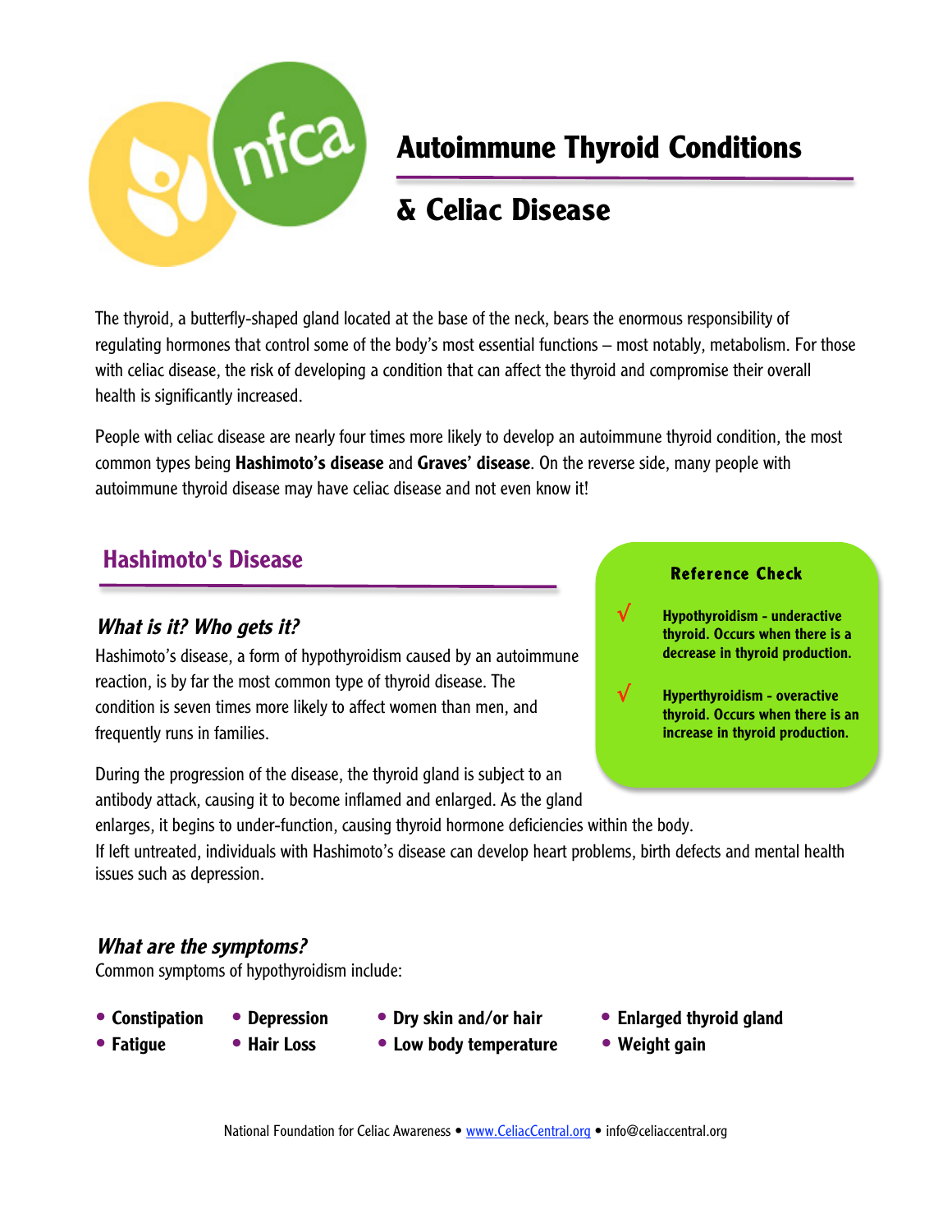# Autoimmune Thyroid Conditions

# & Celiac Disease

The thyroid, a butterfly-shaped gland located at the base of the neck, bears the enormous responsibility of regulating hormones that control some of the body's most essential functions – most notably, metabolism. For those with celiac disease, the risk of developing a condition that can affect the thyroid and compromise their overall health is significantly increased.

People with celiac disease are nearly four times more likely to develop an autoimmune thyroid condition, the most common types being **Hashimoto's disease** and **Graves' disease**. On the reverse side, many people with autoimmune thyroid disease may have celiac disease and not even know it!

## Hashimoto's Disease

### *What is it? Who gets it?*

Hashimoto's disease, a form of hypothyroidism caused by an autoimmune reaction, is by far the most common type of thyroid disease. The condition is seven times more likely to affect women than men, and frequently runs in families.

During the progression of the disease, the thyroid gland is subject to an antibody attack, causing it to become inflamed and enlarged. As the gland enlarges, it begins to under-function, causing thyroid hormone deficiencies within the body. If left untreated, individuals with Hashimoto's disease can develop heart problems, birth defects and mental health issues such as depression.

> **Reference Check**
>
> √ **Hypothyroidism - underactive thyroid. Occurs when there is a decrease in thyroid production.**
>
> √ **Hyperthyroidism - overactive thyroid. Occurs when there is an increase in thyroid production.**

### *What are the symptoms?*

Common symptoms of hypothyroidism include:

- **Constipation**
- **Fatigue**
- **Depression**
- **Hair Loss**
- **Dry skin and/or hair**
- **Low body temperature**
- **Enlarged thyroid gland**
- **Weight gain**

National Foundation for Celiac Awareness • www.CeliacCentral.org • info@celiaccentral.org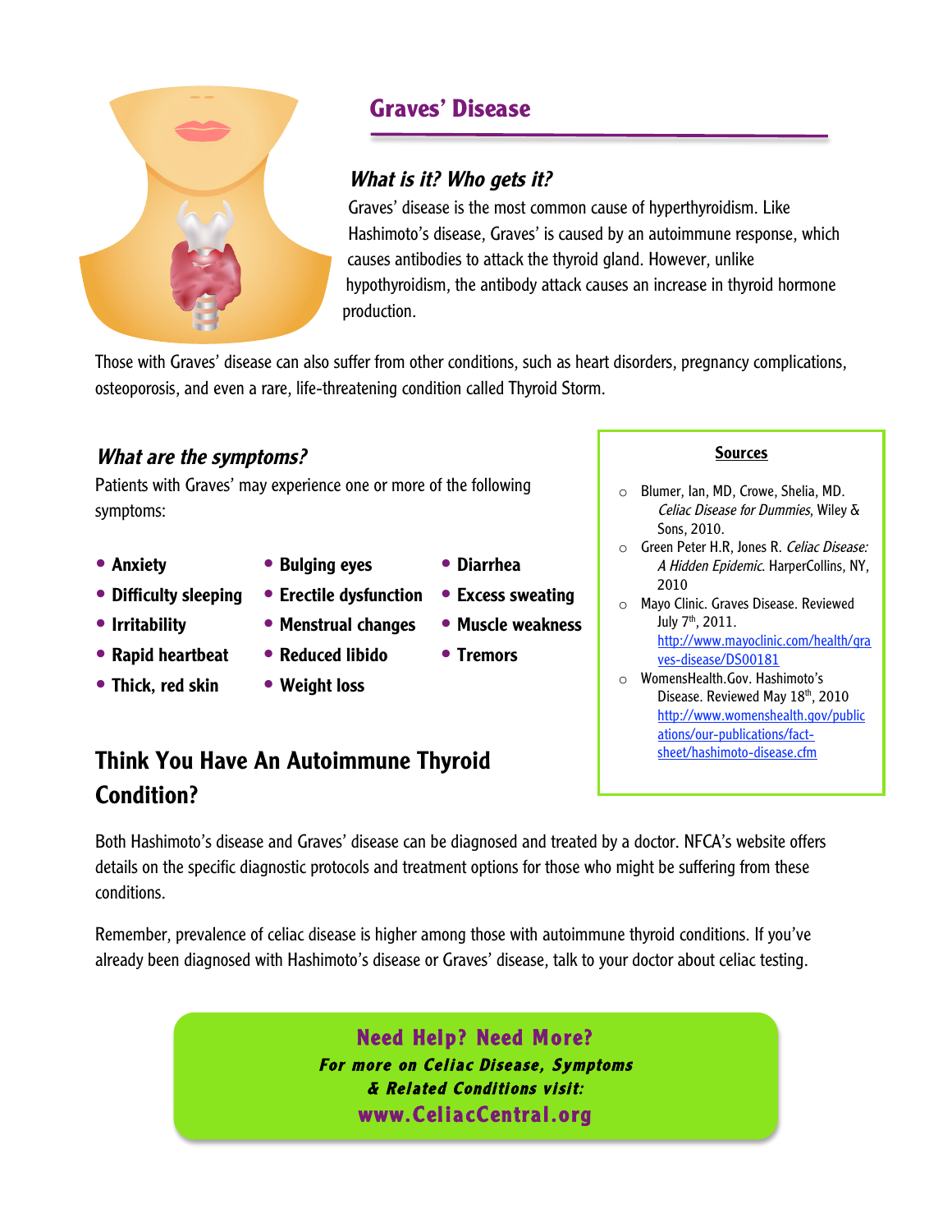## Graves' Disease

### *What is it? Who gets it?*

Graves' disease is the most common cause of hyperthyroidism. Like Hashimoto's disease, Graves' is caused by an autoimmune response, which causes antibodies to attack the thyroid gland. However, unlike hypothyroidism, the antibody attack causes an increase in thyroid hormone production.

Those with Graves' disease can also suffer from other conditions, such as heart disorders, pregnancy complications, osteoporosis, and even a rare, life-threatening condition called Thyroid Storm.

### *What are the symptoms?*

Patients with Graves' may experience one or more of the following symptoms:

- **Anxiety**
- **Difficulty sleeping**
- **Irritability**
- **Rapid heartbeat**
- **Thick, red skin**
- **Bulging eyes**
- **Erectile dysfunction**
- **Menstrual changes**
- **Reduced libido**
- **Weight loss**
- **Diarrhea**
- **Excess sweating**
- **Muscle weakness**
- **Tremors**

## Think You Have An Autoimmune Thyroid Condition?

Both Hashimoto's disease and Graves' disease can be diagnosed and treated by a doctor. NFCA's website offers details on the specific diagnostic protocols and treatment options for those who might be suffering from these conditions.

Remember, prevalence of celiac disease is higher among those with autoimmune thyroid conditions. If you've already been diagnosed with Hashimoto's disease or Graves' disease, talk to your doctor about celiac testing.

**Sources**

- Blumer, Ian, MD, Crowe, Shelia, MD. *Celiac Disease for Dummies*, Wiley & Sons, 2010.
- Green Peter H.R, Jones R. *Celiac Disease: A Hidden Epidemic*. HarperCollins, NY, 2010
- Mayo Clinic. Graves Disease. Reviewed July 7th, 2011. http://www.mayoclinic.com/health/graves-disease/DS00181
- WomensHealth.Gov. Hashimoto's Disease. Reviewed May 18th, 2010 http://www.womenshealth.gov/publications/our-publications/fact-sheet/hashimoto-disease.cfm

**Need Help? Need More?**

***For more on Celiac Disease, Symptoms & Related Conditions visit:***

**www.CeliacCentral.org**